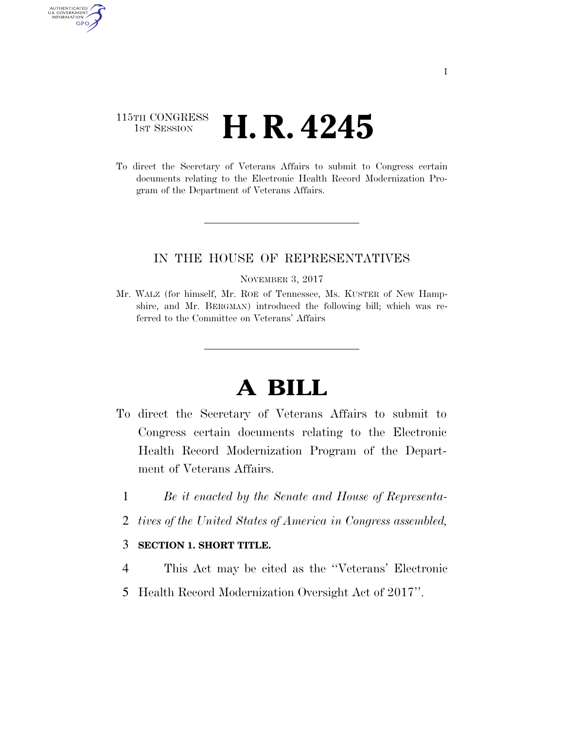115TH CONGRESS
1ST SESSION

# H. R. 4245

To direct the Secretary of Veterans Affairs to submit to Congress certain documents relating to the Electronic Health Record Modernization Program of the Department of Veterans Affairs.

IN THE HOUSE OF REPRESENTATIVES

NOVEMBER 3, 2017

Mr. WALZ (for himself, Mr. ROE of Tennessee, Ms. KUSTER of New Hampshire, and Mr. BERGMAN) introduced the following bill; which was referred to the Committee on Veterans' Affairs

# A BILL

To direct the Secretary of Veterans Affairs to submit to Congress certain documents relating to the Electronic Health Record Modernization Program of the Department of Veterans Affairs.

1 *Be it enacted by the Senate and House of Representa-*
2 *tives of the United States of America in Congress assembled,*

3 **SECTION 1. SHORT TITLE.**

4 This Act may be cited as the ''Veterans' Electronic
5 Health Record Modernization Oversight Act of 2017''.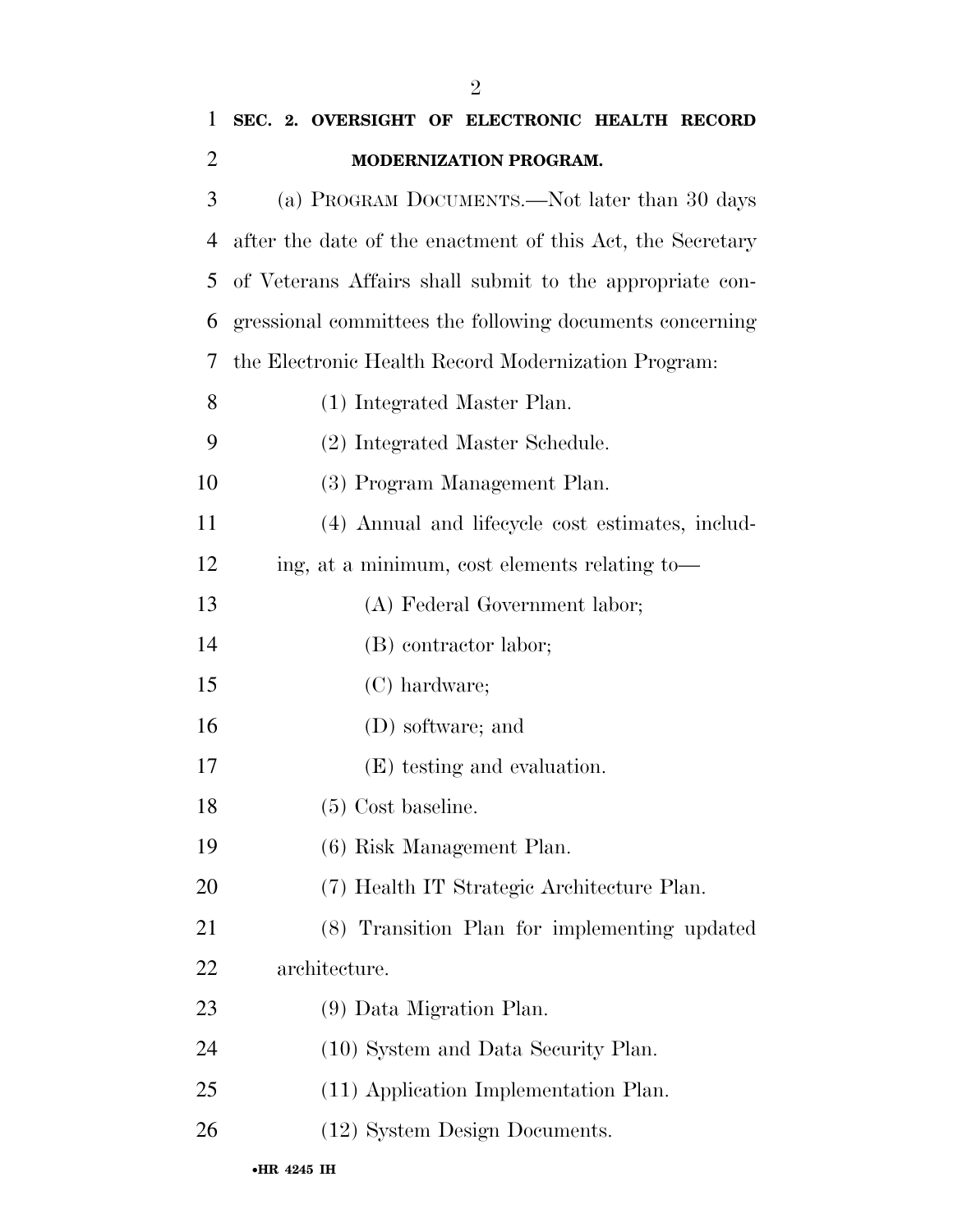## SEC. 2. OVERSIGHT OF ELECTRONIC HEALTH RECORD MODERNIZATION PROGRAM.

(a) PROGRAM DOCUMENTS.—Not later than 30 days after the date of the enactment of this Act, the Secretary of Veterans Affairs shall submit to the appropriate congressional committees the following documents concerning the Electronic Health Record Modernization Program:

(1) Integrated Master Plan.

(2) Integrated Master Schedule.

(3) Program Management Plan.

(4) Annual and lifecycle cost estimates, including, at a minimum, cost elements relating to—

(A) Federal Government labor;

(B) contractor labor;

(C) hardware;

(D) software; and

(E) testing and evaluation.

(5) Cost baseline.

(6) Risk Management Plan.

(7) Health IT Strategic Architecture Plan.

(8) Transition Plan for implementing updated architecture.

(9) Data Migration Plan.

(10) System and Data Security Plan.

(11) Application Implementation Plan.

(12) System Design Documents.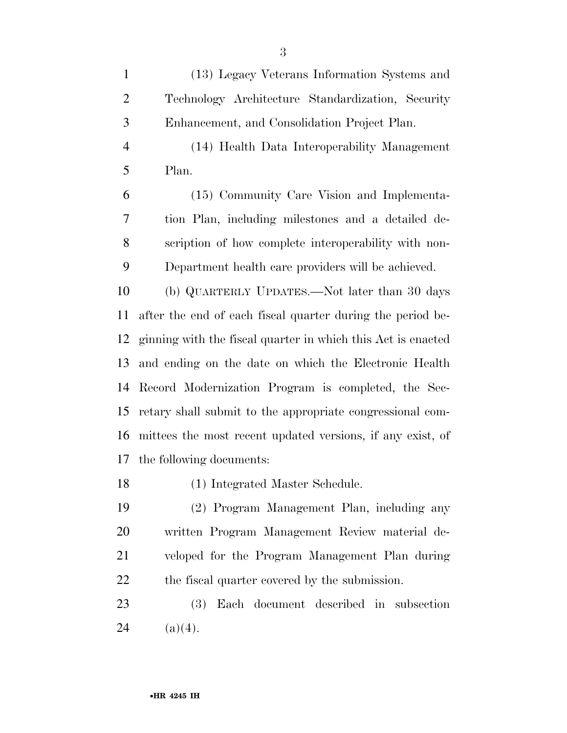(13) Legacy Veterans Information Systems and Technology Architecture Standardization, Security Enhancement, and Consolidation Project Plan.

(14) Health Data Interoperability Management Plan.

(15) Community Care Vision and Implementation Plan, including milestones and a detailed description of how complete interoperability with non-Department health care providers will be achieved.

(b) QUARTERLY UPDATES.—Not later than 30 days after the end of each fiscal quarter during the period beginning with the fiscal quarter in which this Act is enacted and ending on the date on which the Electronic Health Record Modernization Program is completed, the Secretary shall submit to the appropriate congressional committees the most recent updated versions, if any exist, of the following documents:

(1) Integrated Master Schedule.

(2) Program Management Plan, including any written Program Management Review material developed for the Program Management Plan during the fiscal quarter covered by the submission.

(3) Each document described in subsection (a)(4).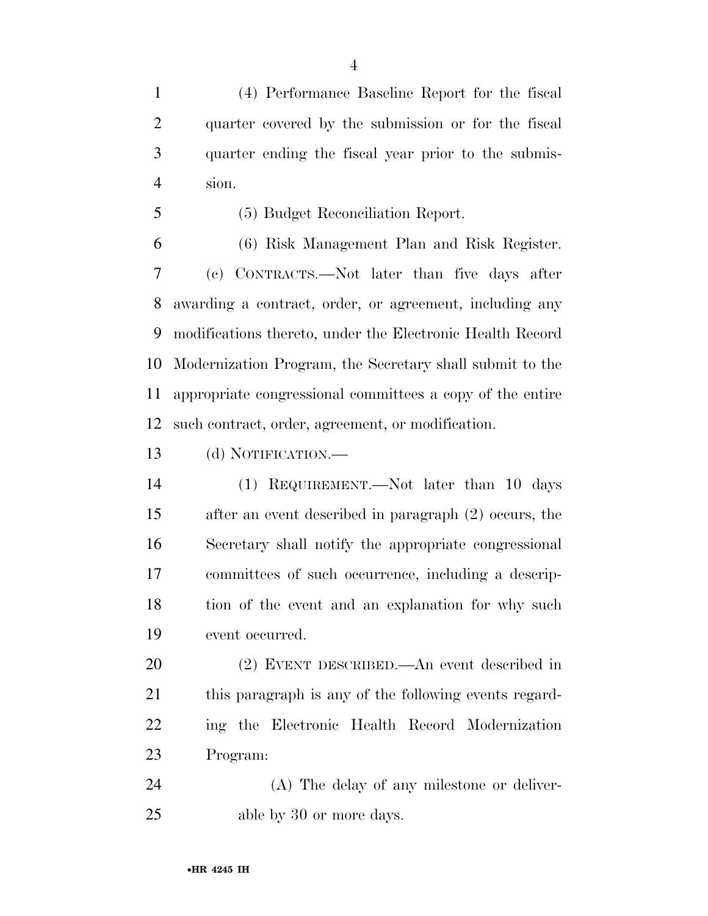(4) Performance Baseline Report for the fiscal quarter covered by the submission or for the fiscal quarter ending the fiscal year prior to the submission.

(5) Budget Reconciliation Report.

(6) Risk Management Plan and Risk Register.

(c) CONTRACTS.—Not later than five days after awarding a contract, order, or agreement, including any modifications thereto, under the Electronic Health Record Modernization Program, the Secretary shall submit to the appropriate congressional committees a copy of the entire such contract, order, agreement, or modification.

(d) NOTIFICATION.—

(1) REQUIREMENT.—Not later than 10 days after an event described in paragraph (2) occurs, the Secretary shall notify the appropriate congressional committees of such occurrence, including a description of the event and an explanation for why such event occurred.

(2) EVENT DESCRIBED.—An event described in this paragraph is any of the following events regarding the Electronic Health Record Modernization Program:

(A) The delay of any milestone or deliverable by 30 or more days.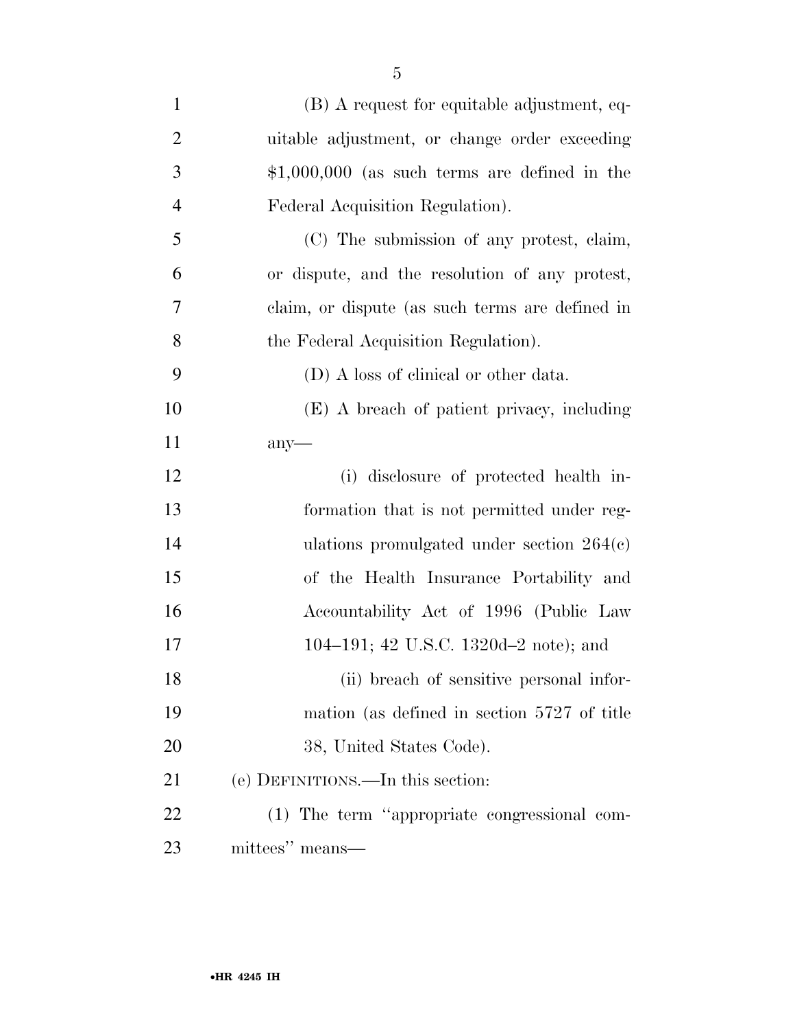(B) A request for equitable adjustment, equitable adjustment, or change order exceeding $1,000,000 (as such terms are defined in the Federal Acquisition Regulation).

(C) The submission of any protest, claim, or dispute, and the resolution of any protest, claim, or dispute (as such terms are defined in the Federal Acquisition Regulation).

(D) A loss of clinical or other data.

(E) A breach of patient privacy, including any—

(i) disclosure of protected health information that is not permitted under regulations promulgated under section 264(c) of the Health Insurance Portability and Accountability Act of 1996 (Public Law 104–191; 42 U.S.C. 1320d–2 note); and

(ii) breach of sensitive personal information (as defined in section 5727 of title 38, United States Code).

(e) DEFINITIONS.—In this section:

(1) The term "appropriate congressional committees" means—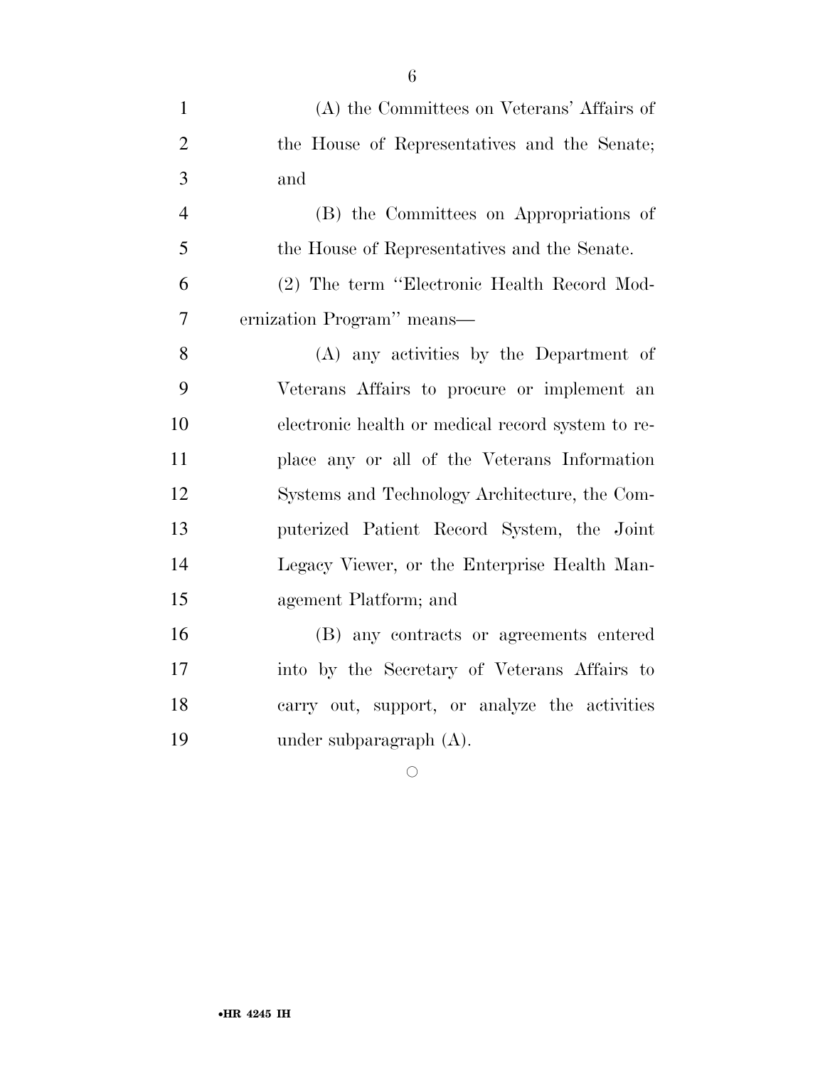(A) the Committees on Veterans' Affairs of the House of Representatives and the Senate; and

(B) the Committees on Appropriations of the House of Representatives and the Senate.

(2) The term "Electronic Health Record Modernization Program" means—

(A) any activities by the Department of Veterans Affairs to procure or implement an electronic health or medical record system to replace any or all of the Veterans Information Systems and Technology Architecture, the Computerized Patient Record System, the Joint Legacy Viewer, or the Enterprise Health Management Platform; and

(B) any contracts or agreements entered into by the Secretary of Veterans Affairs to carry out, support, or analyze the activities under subparagraph (A).

○